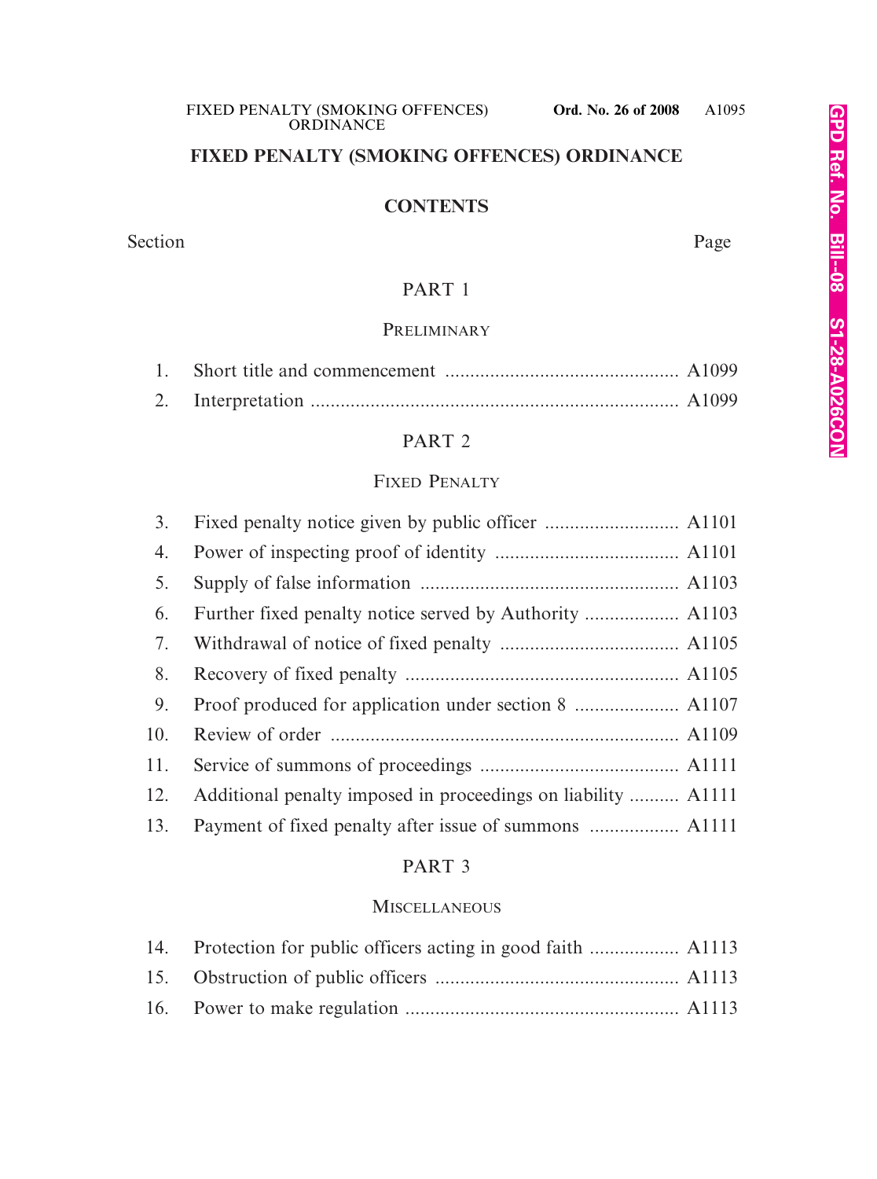# FIXED PENALTY (SMOKING OFFENCES) ORDINANCE

## CONTENTS

| Section | | Page |
|---|---|---|
| | **PART 1** | |
| | **PRELIMINARY** | |
| 1. | Short title and commencement | A1099 |
| 2. | Interpretation | A1099 |
| | **PART 2** | |
| | **FIXED PENALTY** | |
| 3. | Fixed penalty notice given by public officer | A1101 |
| 4. | Power of inspecting proof of identity | A1101 |
| 5. | Supply of false information | A1103 |
| 6. | Further fixed penalty notice served by Authority | A1103 |
| 7. | Withdrawal of notice of fixed penalty | A1105 |
| 8. | Recovery of fixed penalty | A1105 |
| 9. | Proof produced for application under section 8 | A1107 |
| 10. | Review of order | A1109 |
| 11. | Service of summons of proceedings | A1111 |
| 12. | Additional penalty imposed in proceedings on liability | A1111 |
| 13. | Payment of fixed penalty after issue of summons | A1111 |
| | **PART 3** | |
| | **MISCELLANEOUS** | |
| 14. | Protection for public officers acting in good faith | A1113 |
| 15. | Obstruction of public officers | A1113 |
| 16. | Power to make regulation | A1113 |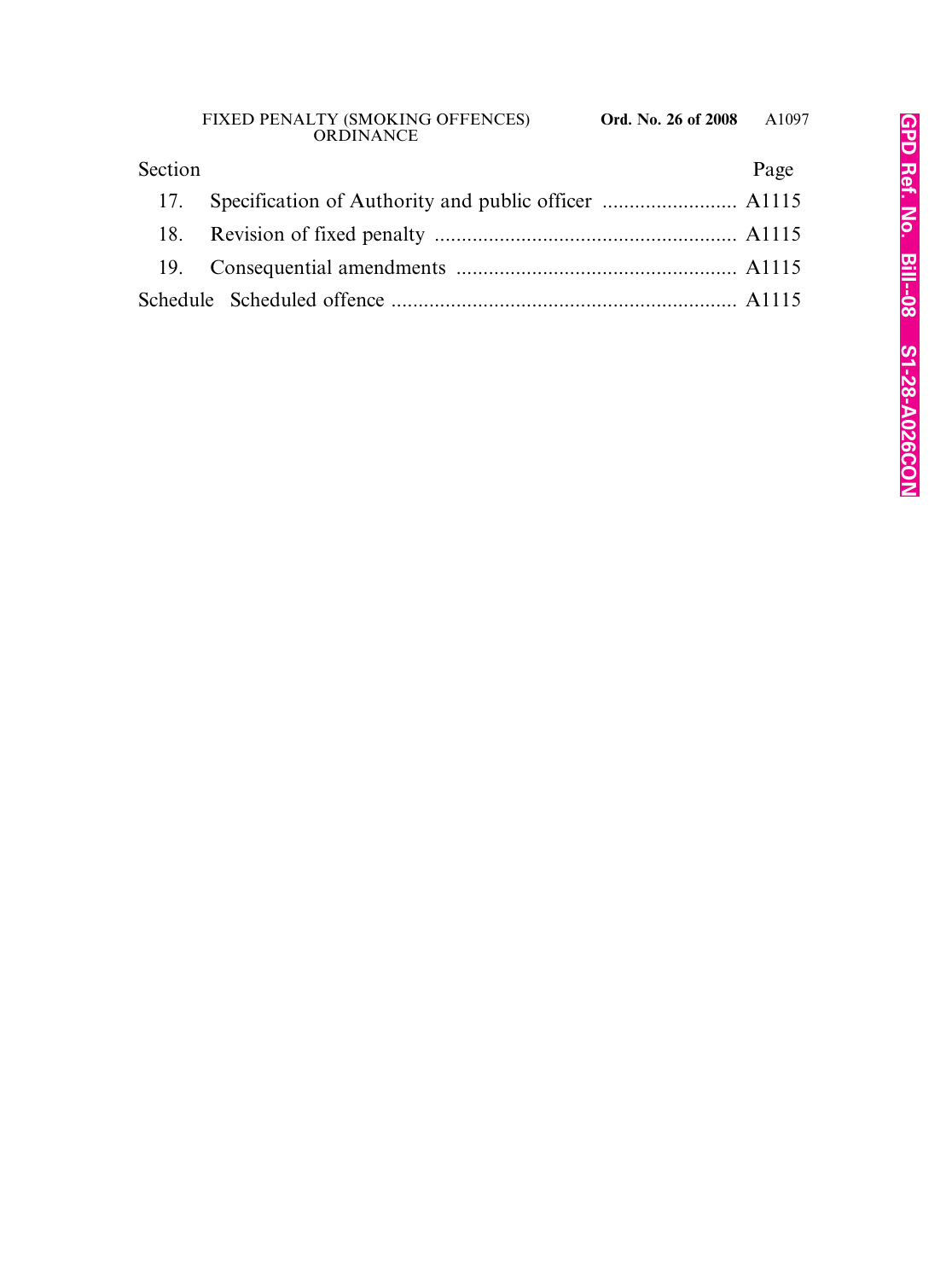| Section | | Page |
|---|---|---|
| 17. | Specification of Authority and public officer | A1115 |
| 18. | Revision of fixed penalty | A1115 |
| 19. | Consequential amendments | A1115 |
| Schedule | Scheduled offence | A1115 |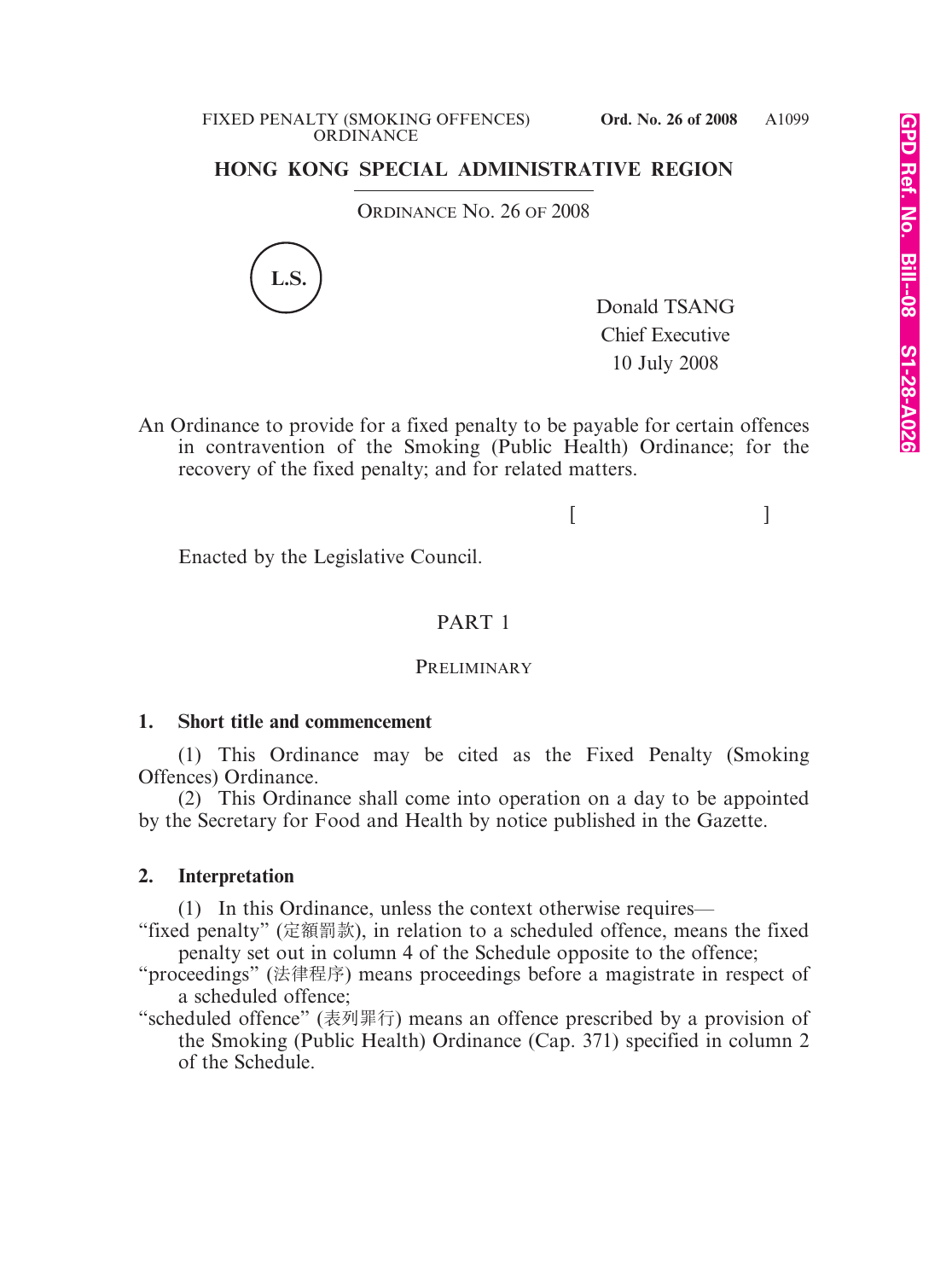# HONG KONG SPECIAL ADMINISTRATIVE REGION

ORDINANCE NO. 26 OF 2008

L.S.

Donald TSANG
Chief Executive
10 July 2008

An Ordinance to provide for a fixed penalty to be payable for certain offences in contravention of the Smoking (Public Health) Ordinance; for the recovery of the fixed penalty; and for related matters.

[ ]

Enacted by the Legislative Council.

## PART 1

### PRELIMINARY

**1. Short title and commencement**

(1) This Ordinance may be cited as the Fixed Penalty (Smoking Offences) Ordinance.

(2) This Ordinance shall come into operation on a day to be appointed by the Secretary for Food and Health by notice published in the Gazette.

**2. Interpretation**

(1) In this Ordinance, unless the context otherwise requires—

"fixed penalty" (定額罰款), in relation to a scheduled offence, means the fixed penalty set out in column 4 of the Schedule opposite to the offence;

"proceedings" (法律程序) means proceedings before a magistrate in respect of a scheduled offence;

"scheduled offence" (表列罪行) means an offence prescribed by a provision of the Smoking (Public Health) Ordinance (Cap. 371) specified in column 2 of the Schedule.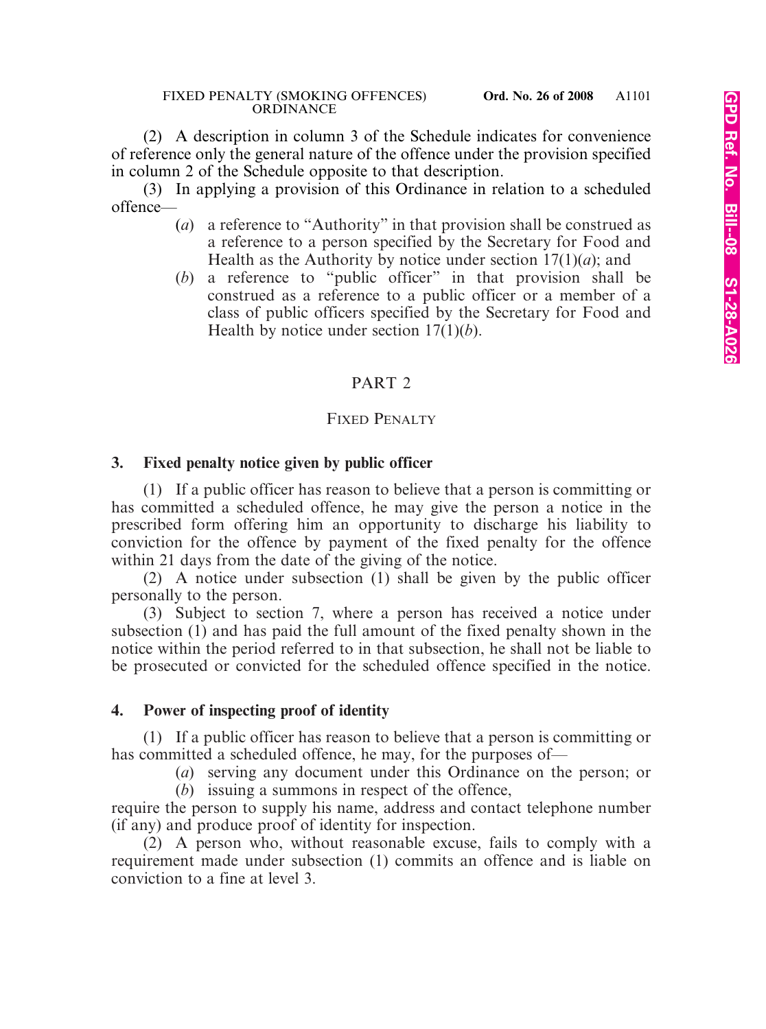(2) A description in column 3 of the Schedule indicates for convenience of reference only the general nature of the offence under the provision specified in column 2 of the Schedule opposite to that description.

(3) In applying a provision of this Ordinance in relation to a scheduled offence—

- (*a*) a reference to "Authority" in that provision shall be construed as a reference to a person specified by the Secretary for Food and Health as the Authority by notice under section 17(1)(*a*); and
- (*b*) a reference to "public officer" in that provision shall be construed as a reference to a public officer or a member of a class of public officers specified by the Secretary for Food and Health by notice under section 17(1)(*b*).

## PART 2

## FIXED PENALTY

### 3. Fixed penalty notice given by public officer

(1) If a public officer has reason to believe that a person is committing or has committed a scheduled offence, he may give the person a notice in the prescribed form offering him an opportunity to discharge his liability to conviction for the offence by payment of the fixed penalty for the offence within 21 days from the date of the giving of the notice.

(2) A notice under subsection (1) shall be given by the public officer personally to the person.

(3) Subject to section 7, where a person has received a notice under subsection (1) and has paid the full amount of the fixed penalty shown in the notice within the period referred to in that subsection, he shall not be liable to be prosecuted or convicted for the scheduled offence specified in the notice.

### 4. Power of inspecting proof of identity

(1) If a public officer has reason to believe that a person is committing or has committed a scheduled offence, he may, for the purposes of—

- (*a*) serving any document under this Ordinance on the person; or
- (*b*) issuing a summons in respect of the offence,

require the person to supply his name, address and contact telephone number (if any) and produce proof of identity for inspection.

(2) A person who, without reasonable excuse, fails to comply with a requirement made under subsection (1) commits an offence and is liable on conviction to a fine at level 3.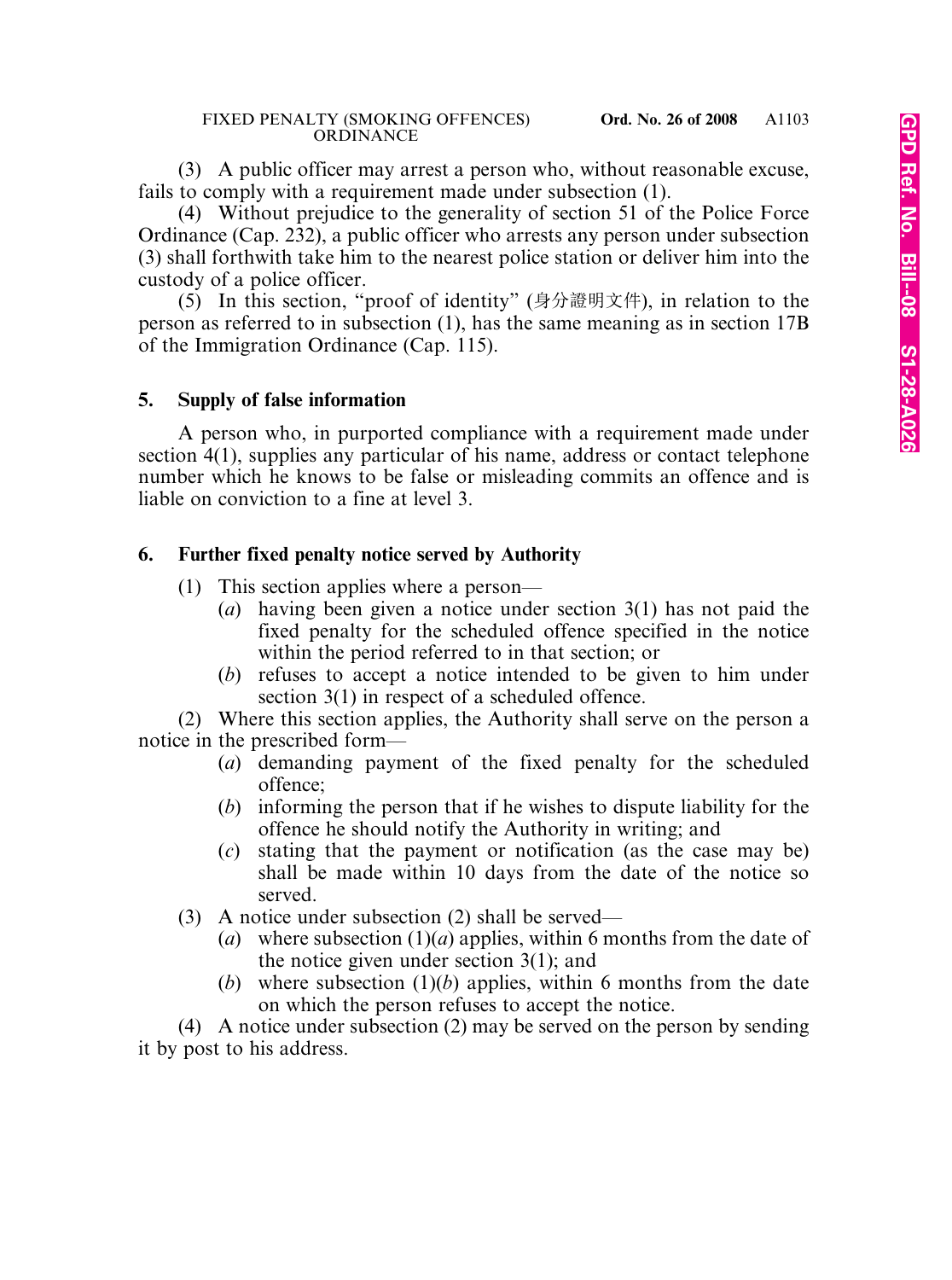(3) A public officer may arrest a person who, without reasonable excuse, fails to comply with a requirement made under subsection (1).

(4) Without prejudice to the generality of section 51 of the Police Force Ordinance (Cap. 232), a public officer who arrests any person under subsection (3) shall forthwith take him to the nearest police station or deliver him into the custody of a police officer.

(5) In this section, "proof of identity" (身分證明文件), in relation to the person as referred to in subsection (1), has the same meaning as in section 17B of the Immigration Ordinance (Cap. 115).

**5. Supply of false information**

A person who, in purported compliance with a requirement made under section 4(1), supplies any particular of his name, address or contact telephone number which he knows to be false or misleading commits an offence and is liable on conviction to a fine at level 3.

**6. Further fixed penalty notice served by Authority**

(1) This section applies where a person—

- (*a*) having been given a notice under section 3(1) has not paid the fixed penalty for the scheduled offence specified in the notice within the period referred to in that section; or
- (*b*) refuses to accept a notice intended to be given to him under section 3(1) in respect of a scheduled offence.

(2) Where this section applies, the Authority shall serve on the person a notice in the prescribed form—

- (*a*) demanding payment of the fixed penalty for the scheduled offence;
- (*b*) informing the person that if he wishes to dispute liability for the offence he should notify the Authority in writing; and
- (*c*) stating that the payment or notification (as the case may be) shall be made within 10 days from the date of the notice so served.

(3) A notice under subsection (2) shall be served—

- (*a*) where subsection (1)(*a*) applies, within 6 months from the date of the notice given under section 3(1); and
- (*b*) where subsection (1)(*b*) applies, within 6 months from the date on which the person refuses to accept the notice.

(4) A notice under subsection (2) may be served on the person by sending it by post to his address.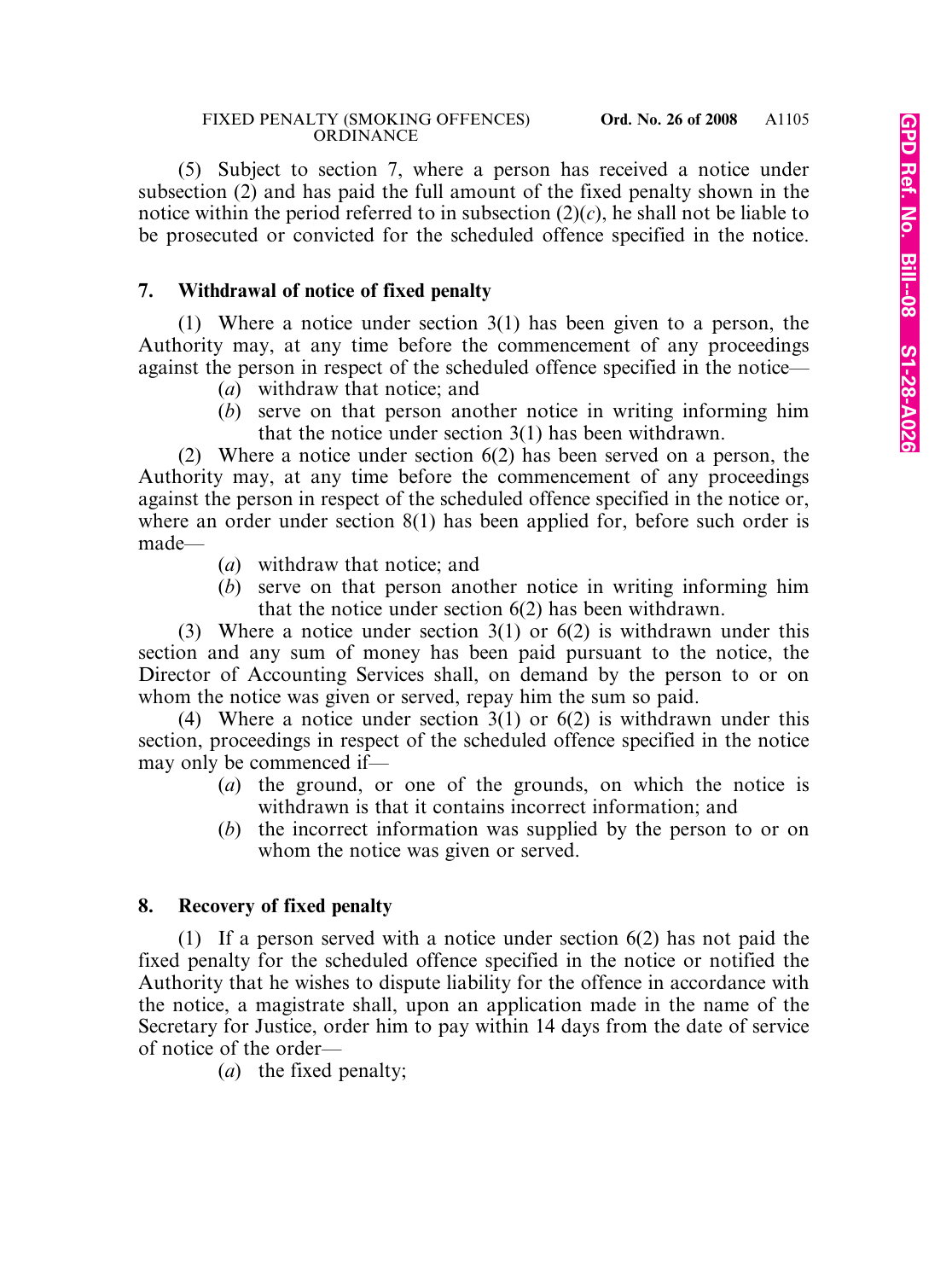(5) Subject to section 7, where a person has received a notice under subsection (2) and has paid the full amount of the fixed penalty shown in the notice within the period referred to in subsection (2)(*c*), he shall not be liable to be prosecuted or convicted for the scheduled offence specified in the notice.

**7. Withdrawal of notice of fixed penalty**

(1) Where a notice under section 3(1) has been given to a person, the Authority may, at any time before the commencement of any proceedings against the person in respect of the scheduled offence specified in the notice—

(*a*) withdraw that notice; and

(*b*) serve on that person another notice in writing informing him that the notice under section 3(1) has been withdrawn.

(2) Where a notice under section 6(2) has been served on a person, the Authority may, at any time before the commencement of any proceedings against the person in respect of the scheduled offence specified in the notice or, where an order under section 8(1) has been applied for, before such order is made—

(*a*) withdraw that notice; and

(*b*) serve on that person another notice in writing informing him that the notice under section 6(2) has been withdrawn.

(3) Where a notice under section 3(1) or 6(2) is withdrawn under this section and any sum of money has been paid pursuant to the notice, the Director of Accounting Services shall, on demand by the person to or on whom the notice was given or served, repay him the sum so paid.

(4) Where a notice under section 3(1) or 6(2) is withdrawn under this section, proceedings in respect of the scheduled offence specified in the notice may only be commenced if—

(*a*) the ground, or one of the grounds, on which the notice is withdrawn is that it contains incorrect information; and

(*b*) the incorrect information was supplied by the person to or on whom the notice was given or served.

**8. Recovery of fixed penalty**

(1) If a person served with a notice under section 6(2) has not paid the fixed penalty for the scheduled offence specified in the notice or notified the Authority that he wishes to dispute liability for the offence in accordance with the notice, a magistrate shall, upon an application made in the name of the Secretary for Justice, order him to pay within 14 days from the date of service of notice of the order—

(*a*) the fixed penalty;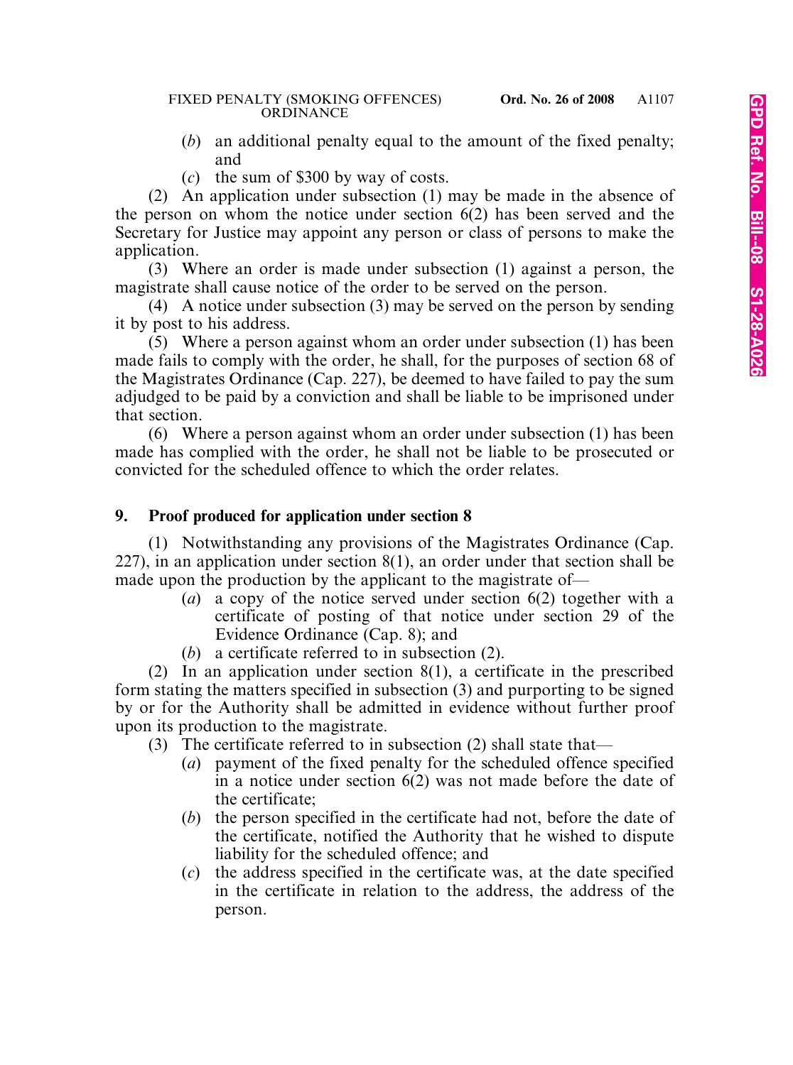(*b*) an additional penalty equal to the amount of the fixed penalty; and

(*c*) the sum of $300 by way of costs.

(2) An application under subsection (1) may be made in the absence of the person on whom the notice under section 6(2) has been served and the Secretary for Justice may appoint any person or class of persons to make the application.

(3) Where an order is made under subsection (1) against a person, the magistrate shall cause notice of the order to be served on the person.

(4) A notice under subsection (3) may be served on the person by sending it by post to his address.

(5) Where a person against whom an order under subsection (1) has been made fails to comply with the order, he shall, for the purposes of section 68 of the Magistrates Ordinance (Cap. 227), be deemed to have failed to pay the sum adjudged to be paid by a conviction and shall be liable to be imprisoned under that section.

(6) Where a person against whom an order under subsection (1) has been made has complied with the order, he shall not be liable to be prosecuted or convicted for the scheduled offence to which the order relates.

### 9. Proof produced for application under section 8

(1) Notwithstanding any provisions of the Magistrates Ordinance (Cap. 227), in an application under section 8(1), an order under that section shall be made upon the production by the applicant to the magistrate of—

(*a*) a copy of the notice served under section 6(2) together with a certificate of posting of that notice under section 29 of the Evidence Ordinance (Cap. 8); and

(*b*) a certificate referred to in subsection (2).

(2) In an application under section 8(1), a certificate in the prescribed form stating the matters specified in subsection (3) and purporting to be signed by or for the Authority shall be admitted in evidence without further proof upon its production to the magistrate.

(3) The certificate referred to in subsection (2) shall state that—

(*a*) payment of the fixed penalty for the scheduled offence specified in a notice under section 6(2) was not made before the date of the certificate;

(*b*) the person specified in the certificate had not, before the date of the certificate, notified the Authority that he wished to dispute liability for the scheduled offence; and

(*c*) the address specified in the certificate was, at the date specified in the certificate in relation to the address, the address of the person.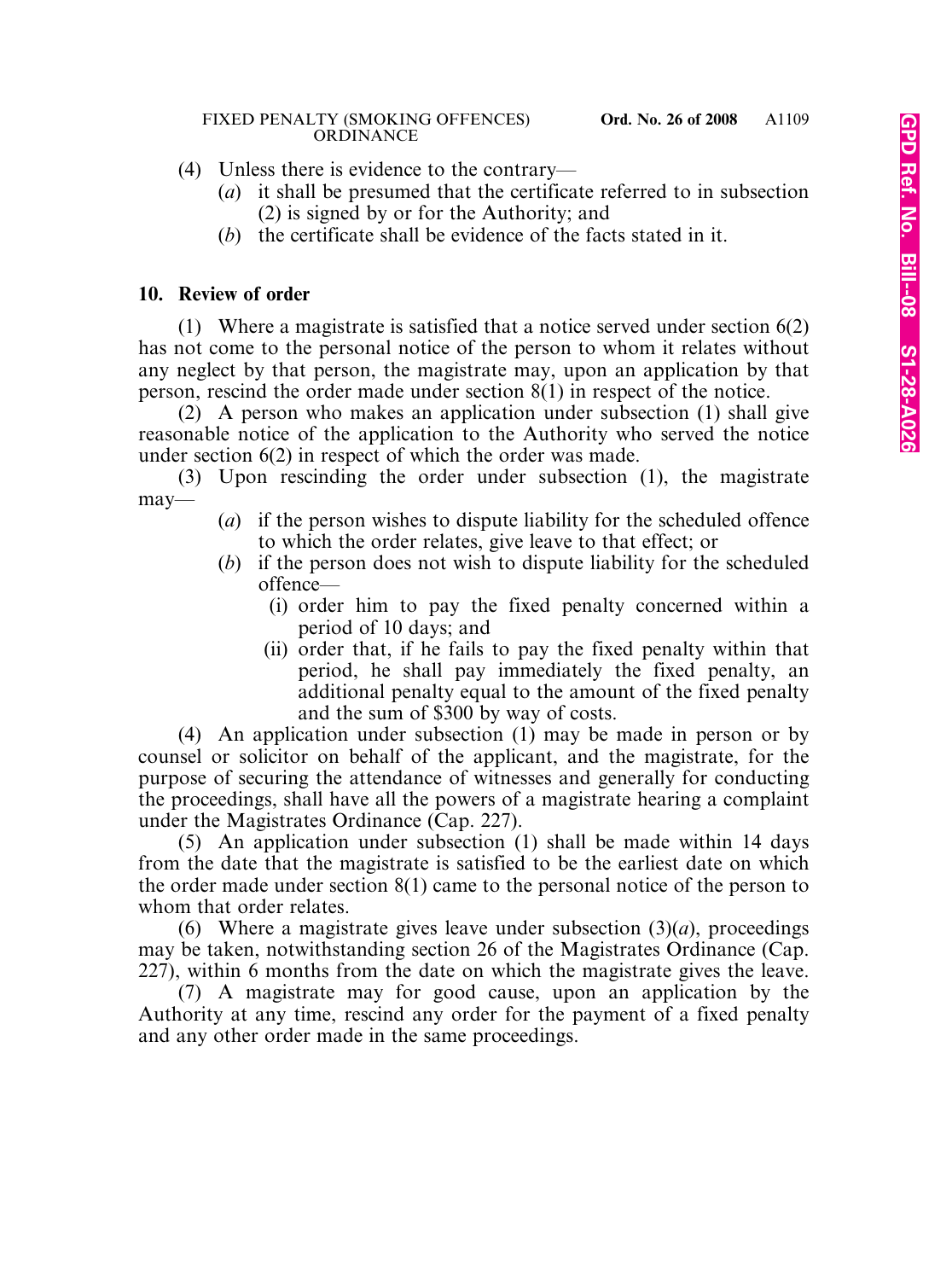(4) Unless there is evidence to the contrary—

(*a*) it shall be presumed that the certificate referred to in subsection (2) is signed by or for the Authority; and

(*b*) the certificate shall be evidence of the facts stated in it.

**10. Review of order**

(1) Where a magistrate is satisfied that a notice served under section 6(2) has not come to the personal notice of the person to whom it relates without any neglect by that person, the magistrate may, upon an application by that person, rescind the order made under section 8(1) in respect of the notice.

(2) A person who makes an application under subsection (1) shall give reasonable notice of the application to the Authority who served the notice under section 6(2) in respect of which the order was made.

(3) Upon rescinding the order under subsection (1), the magistrate may—

(*a*) if the person wishes to dispute liability for the scheduled offence to which the order relates, give leave to that effect; or

(*b*) if the person does not wish to dispute liability for the scheduled offence—

(i) order him to pay the fixed penalty concerned within a period of 10 days; and

(ii) order that, if he fails to pay the fixed penalty within that period, he shall pay immediately the fixed penalty, an additional penalty equal to the amount of the fixed penalty and the sum of $300 by way of costs.

(4) An application under subsection (1) may be made in person or by counsel or solicitor on behalf of the applicant, and the magistrate, for the purpose of securing the attendance of witnesses and generally for conducting the proceedings, shall have all the powers of a magistrate hearing a complaint under the Magistrates Ordinance (Cap. 227).

(5) An application under subsection (1) shall be made within 14 days from the date that the magistrate is satisfied to be the earliest date on which the order made under section 8(1) came to the personal notice of the person to whom that order relates.

(6) Where a magistrate gives leave under subsection (3)(*a*), proceedings may be taken, notwithstanding section 26 of the Magistrates Ordinance (Cap. 227), within 6 months from the date on which the magistrate gives the leave.

(7) A magistrate may for good cause, upon an application by the Authority at any time, rescind any order for the payment of a fixed penalty and any other order made in the same proceedings.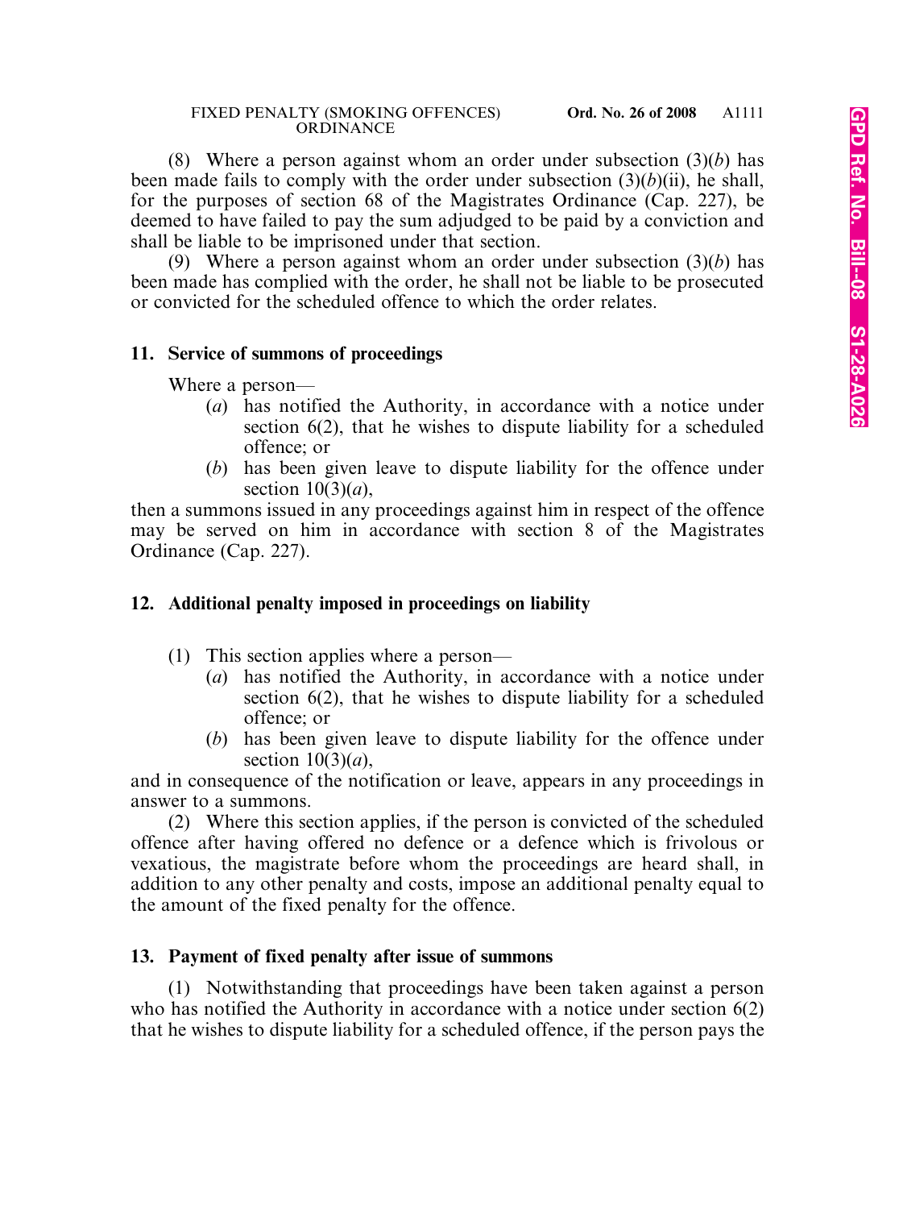(8) Where a person against whom an order under subsection (3)(*b*) has been made fails to comply with the order under subsection (3)(*b*)(ii), he shall, for the purposes of section 68 of the Magistrates Ordinance (Cap. 227), be deemed to have failed to pay the sum adjudged to be paid by a conviction and shall be liable to be imprisoned under that section.

(9) Where a person against whom an order under subsection (3)(*b*) has been made has complied with the order, he shall not be liable to be prosecuted or convicted for the scheduled offence to which the order relates.

### 11. Service of summons of proceedings

Where a person—

- (*a*) has notified the Authority, in accordance with a notice under section 6(2), that he wishes to dispute liability for a scheduled offence; or
- (*b*) has been given leave to dispute liability for the offence under section 10(3)(*a*),

then a summons issued in any proceedings against him in respect of the offence may be served on him in accordance with section 8 of the Magistrates Ordinance (Cap. 227).

### 12. Additional penalty imposed in proceedings on liability

(1) This section applies where a person—

- (*a*) has notified the Authority, in accordance with a notice under section 6(2), that he wishes to dispute liability for a scheduled offence; or
- (*b*) has been given leave to dispute liability for the offence under section 10(3)(*a*),

and in consequence of the notification or leave, appears in any proceedings in answer to a summons.

(2) Where this section applies, if the person is convicted of the scheduled offence after having offered no defence or a defence which is frivolous or vexatious, the magistrate before whom the proceedings are heard shall, in addition to any other penalty and costs, impose an additional penalty equal to the amount of the fixed penalty for the offence.

### 13. Payment of fixed penalty after issue of summons

(1) Notwithstanding that proceedings have been taken against a person who has notified the Authority in accordance with a notice under section 6(2) that he wishes to dispute liability for a scheduled offence, if the person pays the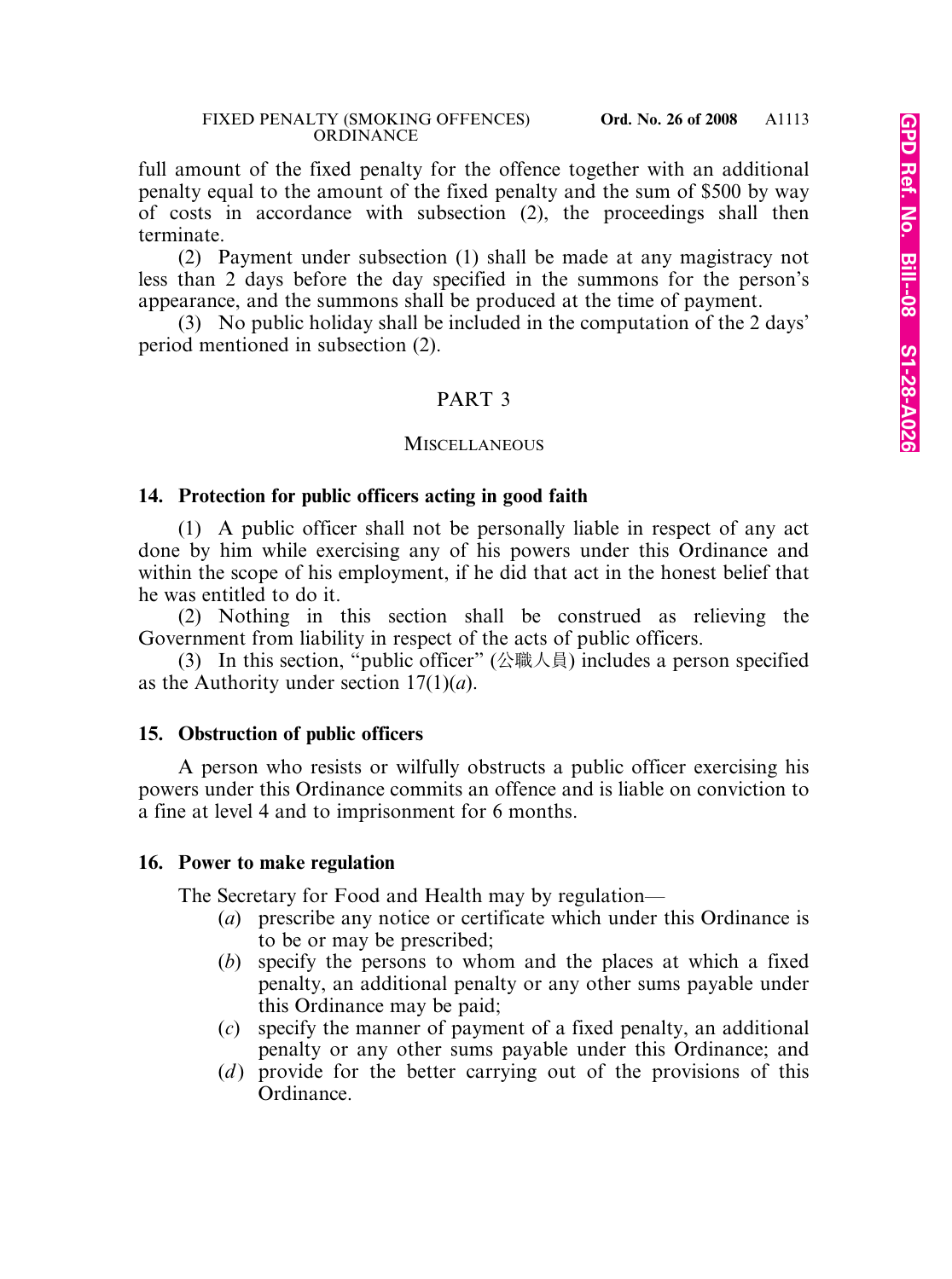full amount of the fixed penalty for the offence together with an additional penalty equal to the amount of the fixed penalty and the sum of $500 by way of costs in accordance with subsection (2), the proceedings shall then terminate.

(2) Payment under subsection (1) shall be made at any magistracy not less than 2 days before the day specified in the summons for the person's appearance, and the summons shall be produced at the time of payment.

(3) No public holiday shall be included in the computation of the 2 days' period mentioned in subsection (2).

## PART 3

### MISCELLANEOUS

#### 14. Protection for public officers acting in good faith

(1) A public officer shall not be personally liable in respect of any act done by him while exercising any of his powers under this Ordinance and within the scope of his employment, if he did that act in the honest belief that he was entitled to do it.

(2) Nothing in this section shall be construed as relieving the Government from liability in respect of the acts of public officers.

(3) In this section, "public officer" (公職人員) includes a person specified as the Authority under section 17(1)(*a*).

#### 15. Obstruction of public officers

A person who resists or wilfully obstructs a public officer exercising his powers under this Ordinance commits an offence and is liable on conviction to a fine at level 4 and to imprisonment for 6 months.

#### 16. Power to make regulation

The Secretary for Food and Health may by regulation—

(*a*) prescribe any notice or certificate which under this Ordinance is to be or may be prescribed;

(*b*) specify the persons to whom and the places at which a fixed penalty, an additional penalty or any other sums payable under this Ordinance may be paid;

(*c*) specify the manner of payment of a fixed penalty, an additional penalty or any other sums payable under this Ordinance; and

(*d*) provide for the better carrying out of the provisions of this Ordinance.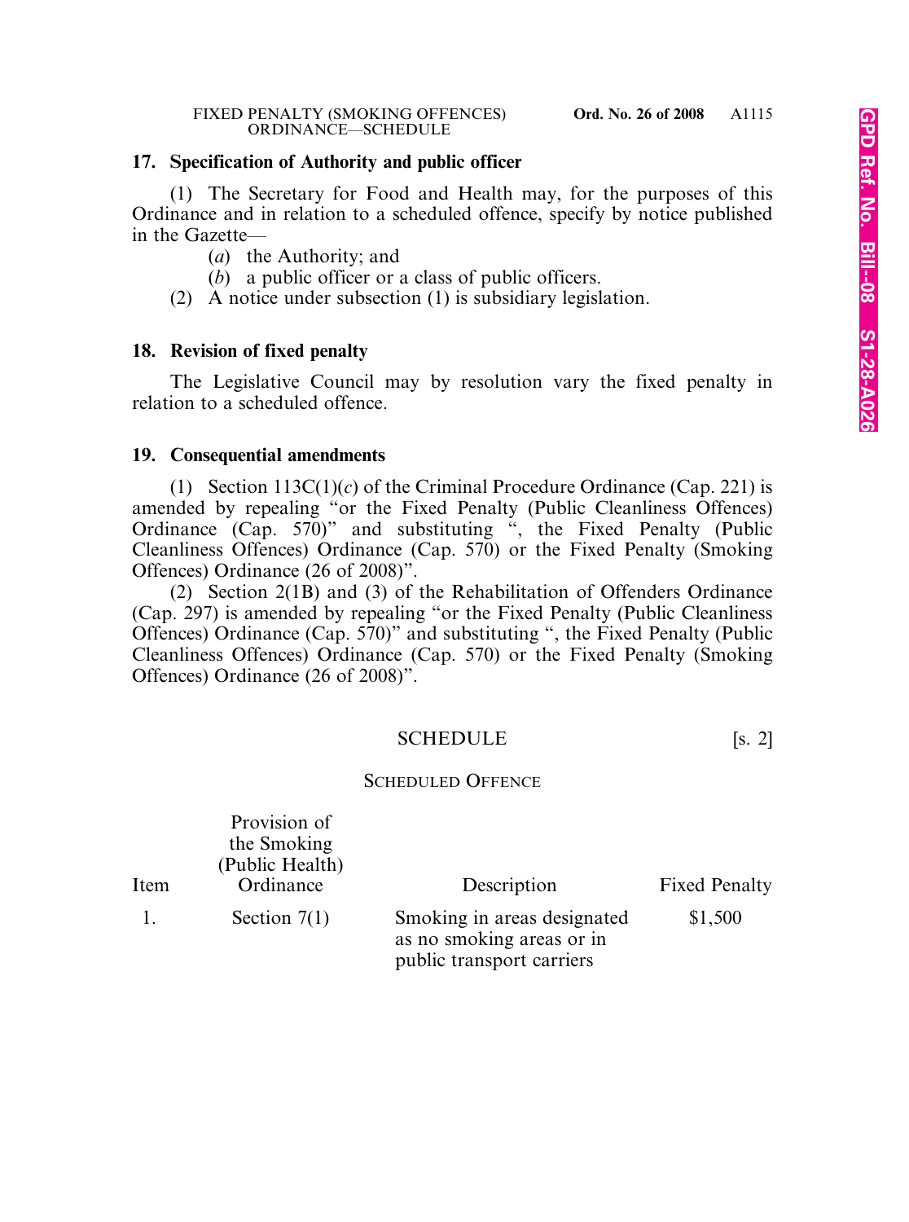### 17. Specification of Authority and public officer

(1) The Secretary for Food and Health may, for the purposes of this Ordinance and in relation to a scheduled offence, specify by notice published in the Gazette—

(*a*) the Authority; and

(*b*) a public officer or a class of public officers.

(2) A notice under subsection (1) is subsidiary legislation.

### 18. Revision of fixed penalty

The Legislative Council may by resolution vary the fixed penalty in relation to a scheduled offence.

### 19. Consequential amendments

(1) Section 113C(1)(*c*) of the Criminal Procedure Ordinance (Cap. 221) is amended by repealing "or the Fixed Penalty (Public Cleanliness Offences) Ordinance (Cap. 570)" and substituting ", the Fixed Penalty (Public Cleanliness Offences) Ordinance (Cap. 570) or the Fixed Penalty (Smoking Offences) Ordinance (26 of 2008)".

(2) Section 2(1B) and (3) of the Rehabilitation of Offenders Ordinance (Cap. 297) is amended by repealing "or the Fixed Penalty (Public Cleanliness Offences) Ordinance (Cap. 570)" and substituting ", the Fixed Penalty (Public Cleanliness Offences) Ordinance (Cap. 570) or the Fixed Penalty (Smoking Offences) Ordinance (26 of 2008)".

## SCHEDULE [s. 2]

### SCHEDULED OFFENCE

| Item | Provision of the Smoking (Public Health) Ordinance | Description | Fixed Penalty |
|---|---|---|---|
| 1. | Section 7(1) | Smoking in areas designated as no smoking areas or in public transport carriers | $1,500 |